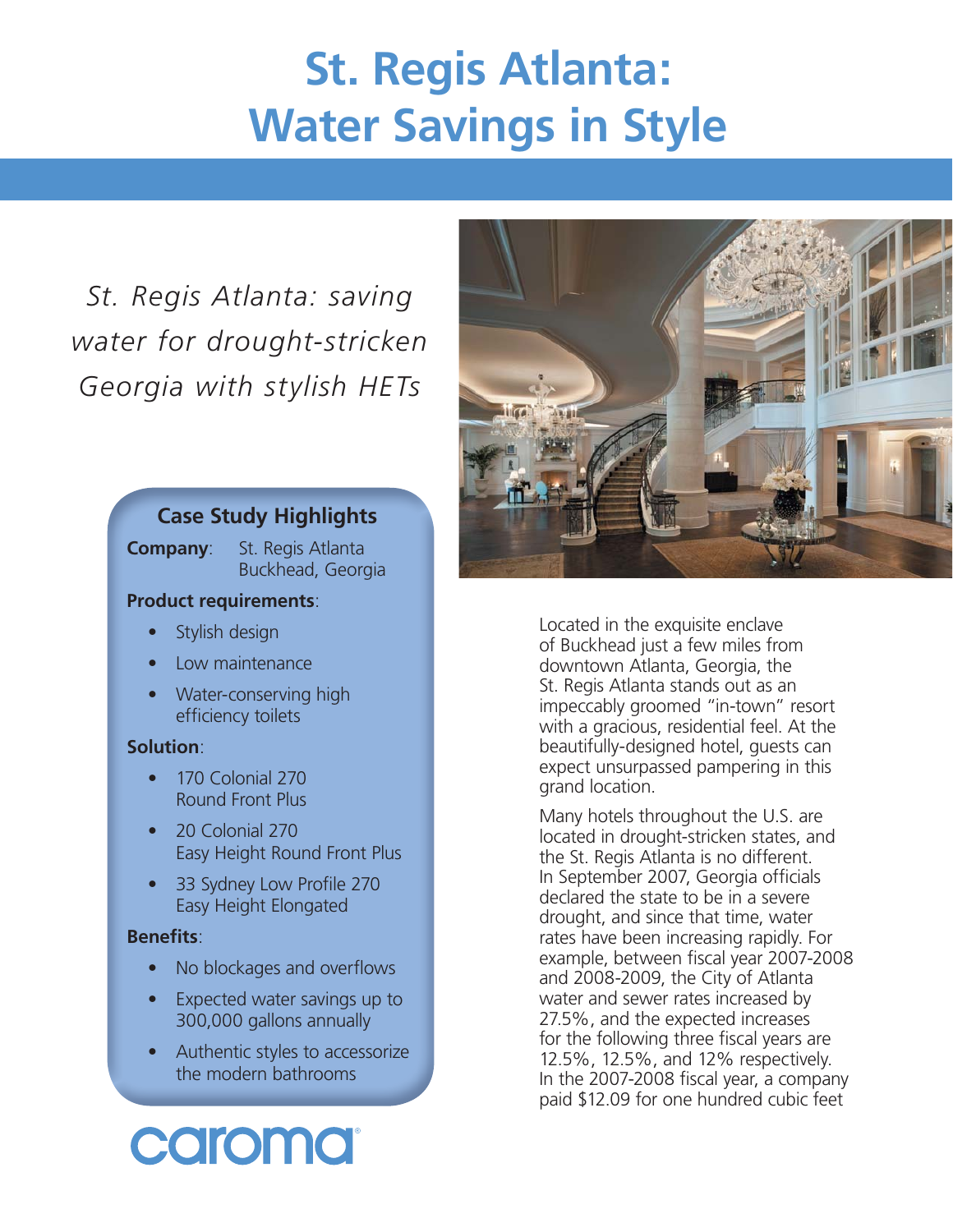# St. Regis Atlanta: Water Savings in Style

*St. Regis Atlanta: saving water for drought-stricken Georgia with stylish HETs*

## Case Study Highlights

**Company**: St. Regis Atlanta
Buckhead, Georgia

**Product requirements**:

- Stylish design
- Low maintenance
- Water-conserving high efficiency toilets

**Solution**:

- 170 Colonial 270 Round Front Plus
- 20 Colonial 270 Easy Height Round Front Plus
- 33 Sydney Low Profile 270 Easy Height Elongated

**Benefits**:

- No blockages and overflows
- Expected water savings up to 300,000 gallons annually
- Authentic styles to accessorize the modern bathrooms

caroma

Located in the exquisite enclave of Buckhead just a few miles from downtown Atlanta, Georgia, the St. Regis Atlanta stands out as an impeccably groomed "in-town" resort with a gracious, residential feel. At the beautifully-designed hotel, guests can expect unsurpassed pampering in this grand location.

Many hotels throughout the U.S. are located in drought-stricken states, and the St. Regis Atlanta is no different. In September 2007, Georgia officials declared the state to be in a severe drought, and since that time, water rates have been increasing rapidly. For example, between fiscal year 2007-2008 and 2008-2009, the City of Atlanta water and sewer rates increased by 27.5%, and the expected increases for the following three fiscal years are 12.5%, 12.5%, and 12% respectively. In the 2007-2008 fiscal year, a company paid $12.09 for one hundred cubic feet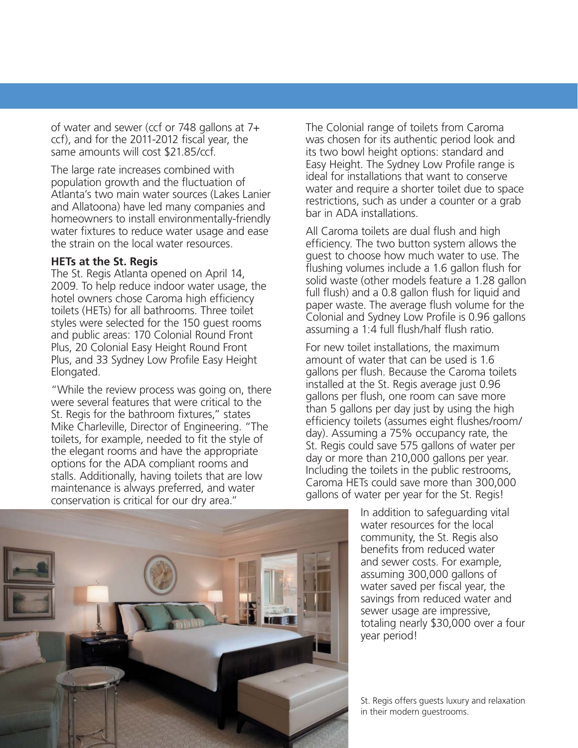of water and sewer (ccf or 748 gallons at 7+ ccf), and for the 2011-2012 fiscal year, the same amounts will cost $21.85/ccf.

The large rate increases combined with population growth and the fluctuation of Atlanta's two main water sources (Lakes Lanier and Allatoona) have led many companies and homeowners to install environmentally-friendly water fixtures to reduce water usage and ease the strain on the local water resources.

**HETs at the St. Regis**

The St. Regis Atlanta opened on April 14, 2009. To help reduce indoor water usage, the hotel owners chose Caroma high efficiency toilets (HETs) for all bathrooms. Three toilet styles were selected for the 150 guest rooms and public areas: 170 Colonial Round Front Plus, 20 Colonial Easy Height Round Front Plus, and 33 Sydney Low Profile Easy Height Elongated.

"While the review process was going on, there were several features that were critical to the St. Regis for the bathroom fixtures," states Mike Charleville, Director of Engineering. "The toilets, for example, needed to fit the style of the elegant rooms and have the appropriate options for the ADA compliant rooms and stalls. Additionally, having toilets that are low maintenance is always preferred, and water conservation is critical for our dry area."

The Colonial range of toilets from Caroma was chosen for its authentic period look and its two bowl height options: standard and Easy Height. The Sydney Low Profile range is ideal for installations that want to conserve water and require a shorter toilet due to space restrictions, such as under a counter or a grab bar in ADA installations.

All Caroma toilets are dual flush and high efficiency. The two button system allows the guest to choose how much water to use. The flushing volumes include a 1.6 gallon flush for solid waste (other models feature a 1.28 gallon full flush) and a 0.8 gallon flush for liquid and paper waste. The average flush volume for the Colonial and Sydney Low Profile is 0.96 gallons assuming a 1:4 full flush/half flush ratio.

For new toilet installations, the maximum amount of water that can be used is 1.6 gallons per flush. Because the Caroma toilets installed at the St. Regis average just 0.96 gallons per flush, one room can save more than 5 gallons per day just by using the high efficiency toilets (assumes eight flushes/room/day). Assuming a 75% occupancy rate, the St. Regis could save 575 gallons of water per day or more than 210,000 gallons per year. Including the toilets in the public restrooms, Caroma HETs could save more than 300,000 gallons of water per year for the St. Regis!

In addition to safeguarding vital water resources for the local community, the St. Regis also benefits from reduced water and sewer costs. For example, assuming 300,000 gallons of water saved per fiscal year, the savings from reduced water and sewer usage are impressive, totaling nearly $30,000 over a four year period!

St. Regis offers guests luxury and relaxation in their modern guestrooms.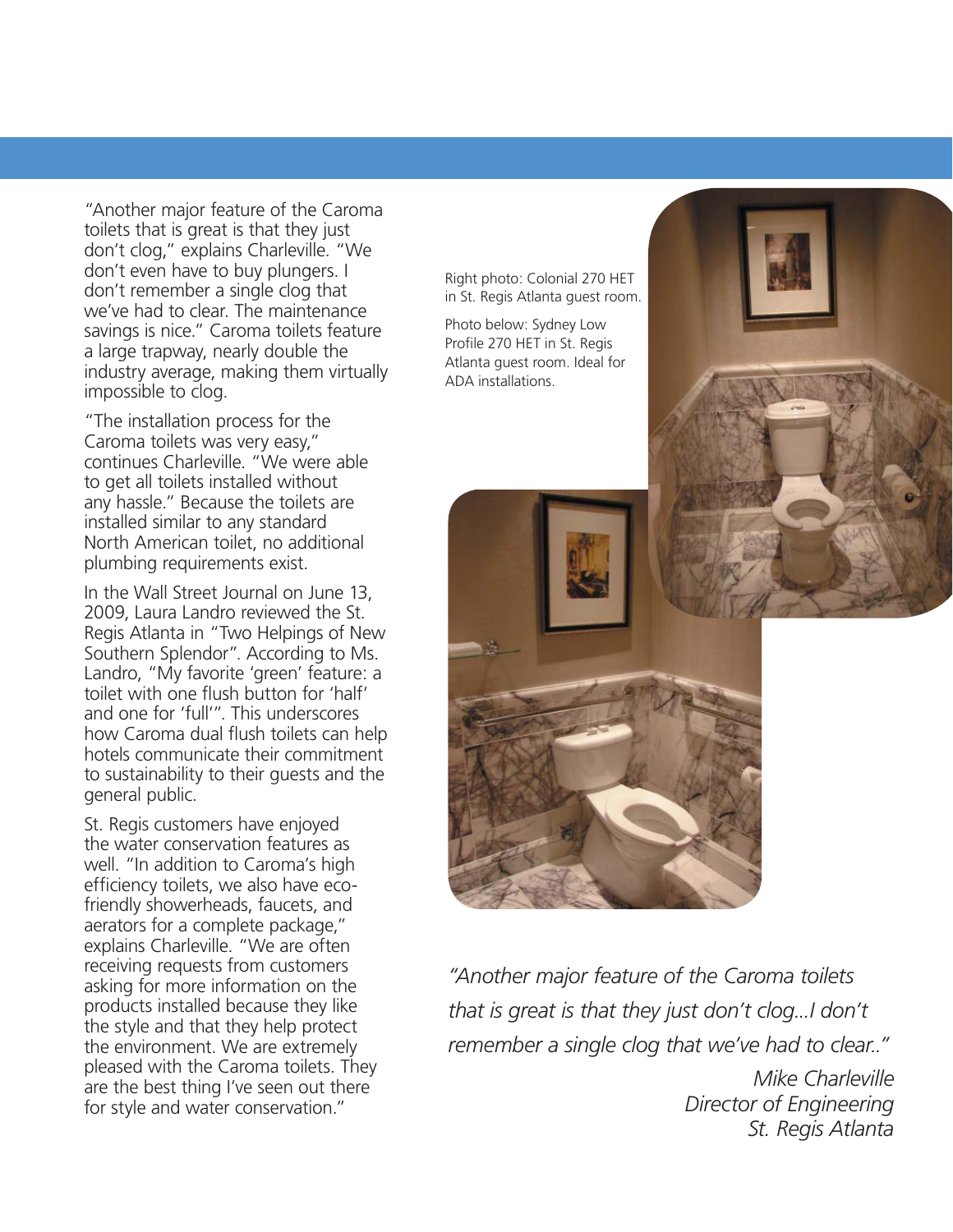"Another major feature of the Caroma toilets that is great is that they just don't clog," explains Charleville. "We don't even have to buy plungers. I don't remember a single clog that we've had to clear. The maintenance savings is nice." Caroma toilets feature a large trapway, nearly double the industry average, making them virtually impossible to clog.

"The installation process for the Caroma toilets was very easy," continues Charleville. "We were able to get all toilets installed without any hassle." Because the toilets are installed similar to any standard North American toilet, no additional plumbing requirements exist.

In the Wall Street Journal on June 13, 2009, Laura Landro reviewed the St. Regis Atlanta in "Two Helpings of New Southern Splendor". According to Ms. Landro, "My favorite 'green' feature: a toilet with one flush button for 'half' and one for 'full'". This underscores how Caroma dual flush toilets can help hotels communicate their commitment to sustainability to their guests and the general public.

St. Regis customers have enjoyed the water conservation features as well. "In addition to Caroma's high efficiency toilets, we also have eco-friendly showerheads, faucets, and aerators for a complete package," explains Charleville. "We are often receiving requests from customers asking for more information on the products installed because they like the style and that they help protect the environment. We are extremely pleased with the Caroma toilets. They are the best thing I've seen out there for style and water conservation."

Right photo: Colonial 270 HET in St. Regis Atlanta guest room.

Photo below: Sydney Low Profile 270 HET in St. Regis Atlanta guest room. Ideal for ADA installations.

*"Another major feature of the Caroma toilets that is great is that they just don't clog...I don't remember a single clog that we've had to clear.."*

*Mike Charleville*
*Director of Engineering*
*St. Regis Atlanta*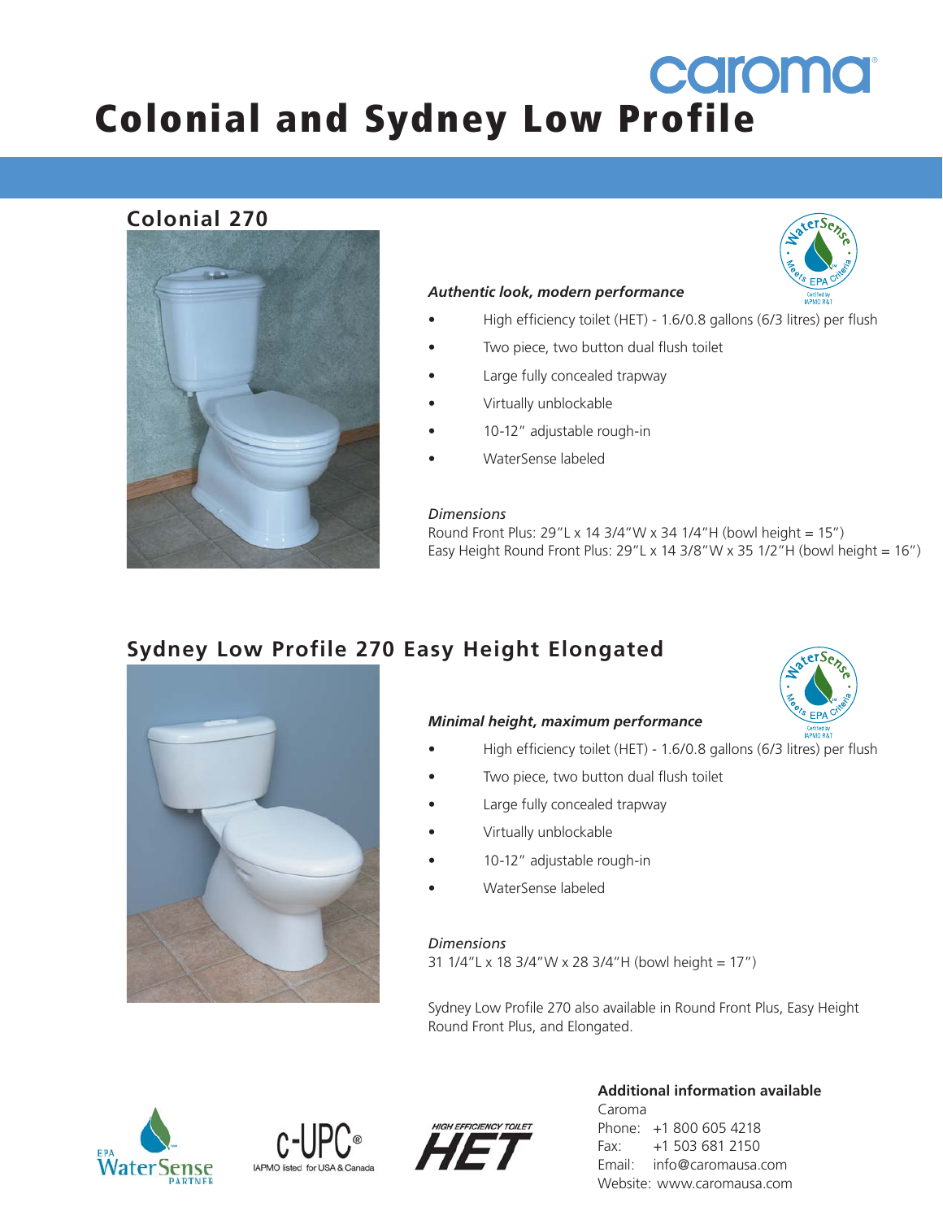caroma

# Colonial and Sydney Low Profile

## Colonial 270

*Authentic look, modern performance*

- High efficiency toilet (HET) - 1.6/0.8 gallons (6/3 litres) per flush
- Two piece, two button dual flush toilet
- Large fully concealed trapway
- Virtually unblockable
- 10-12" adjustable rough-in
- WaterSense labeled

*Dimensions*

Round Front Plus: 29"L x 14 3/4"W x 34 1/4"H (bowl height = 15")
Easy Height Round Front Plus: 29"L x 14 3/8"W x 35 1/2"H (bowl height = 16")

## Sydney Low Profile 270 Easy Height Elongated

*Minimal height, maximum performance*

- High efficiency toilet (HET) - 1.6/0.8 gallons (6/3 litres) per flush
- Two piece, two button dual flush toilet
- Large fully concealed trapway
- Virtually unblockable
- 10-12" adjustable rough-in
- WaterSense labeled

*Dimensions*

31 1/4"L x 18 3/4"W x 28 3/4"H (bowl height = 17")

Sydney Low Profile 270 also available in Round Front Plus, Easy Height Round Front Plus, and Elongated.

**Additional information available**

Caroma
Phone: +1 800 605 4218
Fax: +1 503 681 2150
Email: info@caromausa.com
Website: www.caromausa.com